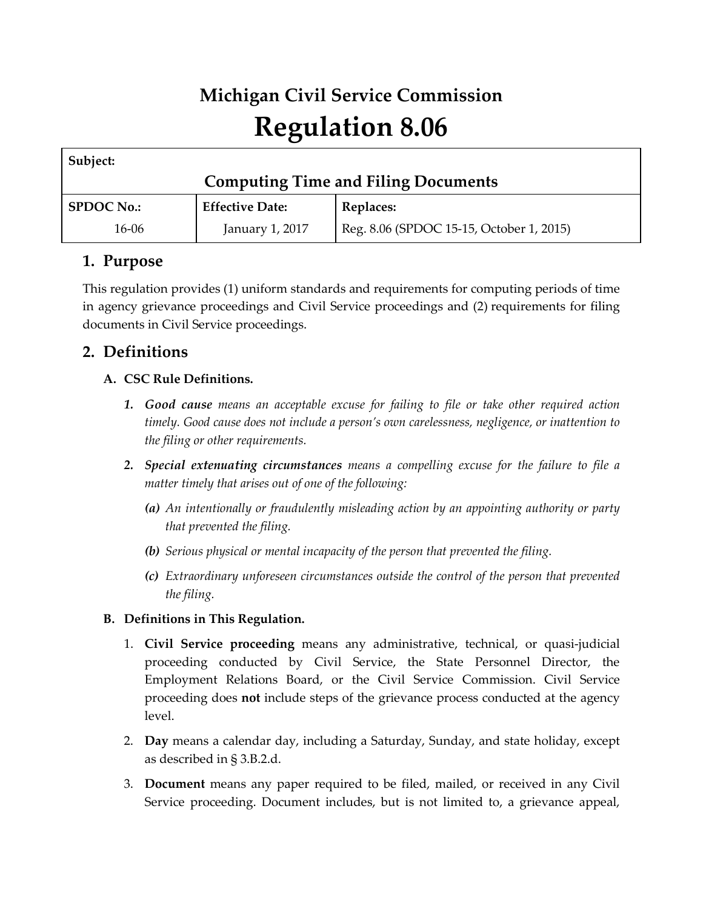# Michigan Civil Service Commission

# Regulation 8.06

| **Subject:** | | |
|---|---|---|
| **Computing Time and Filing Documents** | | |
| **SPDOC No.:** | **Effective Date:** | **Replaces:** |
| 16-06 | January 1, 2017 | Reg. 8.06 (SPDOC 15-15, October 1, 2015) |

## 1. Purpose

This regulation provides (1) uniform standards and requirements for computing periods of time in agency grievance proceedings and Civil Service proceedings and (2) requirements for filing documents in Civil Service proceedings.

## 2. Definitions

### A. CSC Rule Definitions.

1. ***Good cause*** *means an acceptable excuse for failing to file or take other required action timely. Good cause does not include a person's own carelessness, negligence, or inattention to the filing or other requirements.*

2. ***Special extenuating circumstances*** *means a compelling excuse for the failure to file a matter timely that arises out of one of the following:*

   ***(a)*** *An intentionally or fraudulently misleading action by an appointing authority or party that prevented the filing.*

   ***(b)*** *Serious physical or mental incapacity of the person that prevented the filing.*

   ***(c)*** *Extraordinary unforeseen circumstances outside the control of the person that prevented the filing.*

### B. Definitions in This Regulation.

1. **Civil Service proceeding** means any administrative, technical, or quasi-judicial proceeding conducted by Civil Service, the State Personnel Director, the Employment Relations Board, or the Civil Service Commission. Civil Service proceeding does **not** include steps of the grievance process conducted at the agency level.

2. **Day** means a calendar day, including a Saturday, Sunday, and state holiday, except as described in § 3.B.2.d.

3. **Document** means any paper required to be filed, mailed, or received in any Civil Service proceeding. Document includes, but is not limited to, a grievance appeal,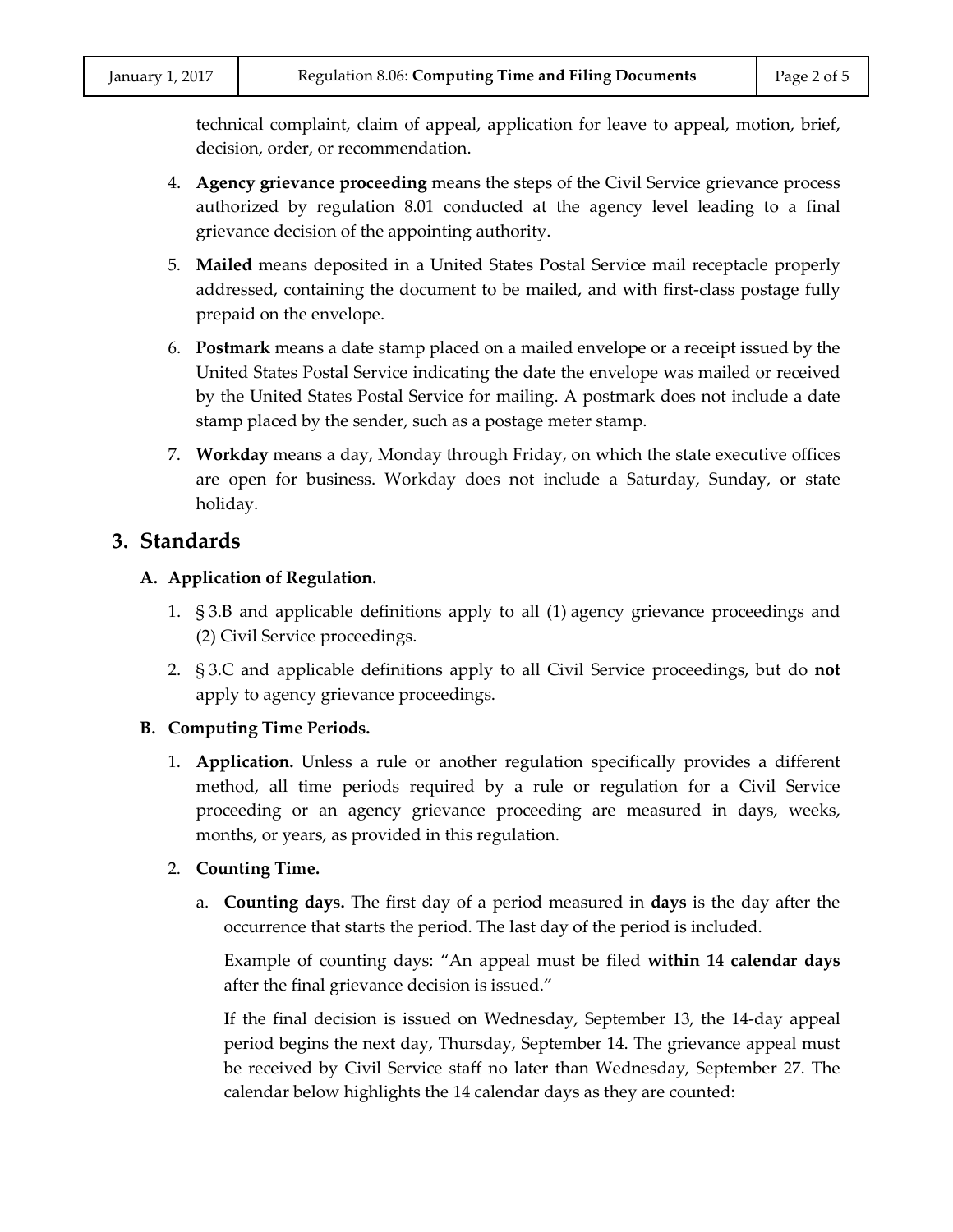technical complaint, claim of appeal, application for leave to appeal, motion, brief, decision, order, or recommendation.

4. **Agency grievance proceeding** means the steps of the Civil Service grievance process authorized by regulation 8.01 conducted at the agency level leading to a final grievance decision of the appointing authority.

5. **Mailed** means deposited in a United States Postal Service mail receptacle properly addressed, containing the document to be mailed, and with first-class postage fully prepaid on the envelope.

6. **Postmark** means a date stamp placed on a mailed envelope or a receipt issued by the United States Postal Service indicating the date the envelope was mailed or received by the United States Postal Service for mailing. A postmark does not include a date stamp placed by the sender, such as a postage meter stamp.

7. **Workday** means a day, Monday through Friday, on which the state executive offices are open for business. Workday does not include a Saturday, Sunday, or state holiday.

## 3. Standards

### A. Application of Regulation.

1. § 3.B and applicable definitions apply to all (1) agency grievance proceedings and (2) Civil Service proceedings.

2. § 3.C and applicable definitions apply to all Civil Service proceedings, but do **not** apply to agency grievance proceedings.

### B. Computing Time Periods.

1. **Application.** Unless a rule or another regulation specifically provides a different method, all time periods required by a rule or regulation for a Civil Service proceeding or an agency grievance proceeding are measured in days, weeks, months, or years, as provided in this regulation.

2. **Counting Time.**

   a. **Counting days.** The first day of a period measured in **days** is the day after the occurrence that starts the period. The last day of the period is included.

   Example of counting days: "An appeal must be filed **within 14 calendar days** after the final grievance decision is issued."

   If the final decision is issued on Wednesday, September 13, the 14-day appeal period begins the next day, Thursday, September 14. The grievance appeal must be received by Civil Service staff no later than Wednesday, September 27. The calendar below highlights the 14 calendar days as they are counted: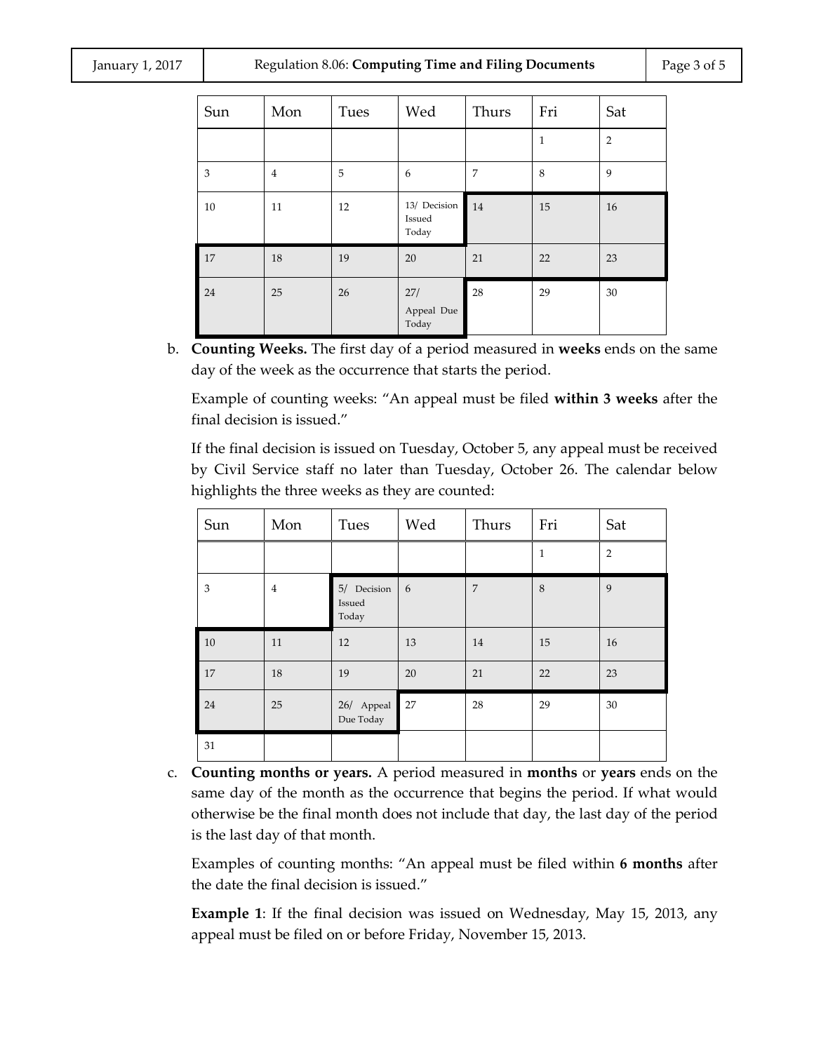| Sun | Mon | Tues | Wed | Thurs | Fri | Sat |
|---|---|---|---|---|---|---|
| | | | | | 1 | 2 |
| 3 | 4 | 5 | 6 | 7 | 8 | 9 |
| 10 | 11 | 12 | 13/ Decision Issued Today | 14 | 15 | 16 |
| 17 | 18 | 19 | 20 | 21 | 22 | 23 |
| 24 | 25 | 26 | 27/ Appeal Due Today | 28 | 29 | 30 |

b. **Counting Weeks.** The first day of a period measured in **weeks** ends on the same day of the week as the occurrence that starts the period.

Example of counting weeks: "An appeal must be filed **within 3 weeks** after the final decision is issued."

If the final decision is issued on Tuesday, October 5, any appeal must be received by Civil Service staff no later than Tuesday, October 26. The calendar below highlights the three weeks as they are counted:

| Sun | Mon | Tues | Wed | Thurs | Fri | Sat |
|---|---|---|---|---|---|---|
| | | | | | 1 | 2 |
| 3 | 4 | 5/ Decision Issued Today | 6 | 7 | 8 | 9 |
| 10 | 11 | 12 | 13 | 14 | 15 | 16 |
| 17 | 18 | 19 | 20 | 21 | 22 | 23 |
| 24 | 25 | 26/ Appeal Due Today | 27 | 28 | 29 | 30 |
| 31 | | | | | | |

c. **Counting months or years.** A period measured in **months** or **years** ends on the same day of the month as the occurrence that begins the period. If what would otherwise be the final month does not include that day, the last day of the period is the last day of that month.

Examples of counting months: "An appeal must be filed within **6 months** after the date the final decision is issued."

**Example 1**: If the final decision was issued on Wednesday, May 15, 2013, any appeal must be filed on or before Friday, November 15, 2013.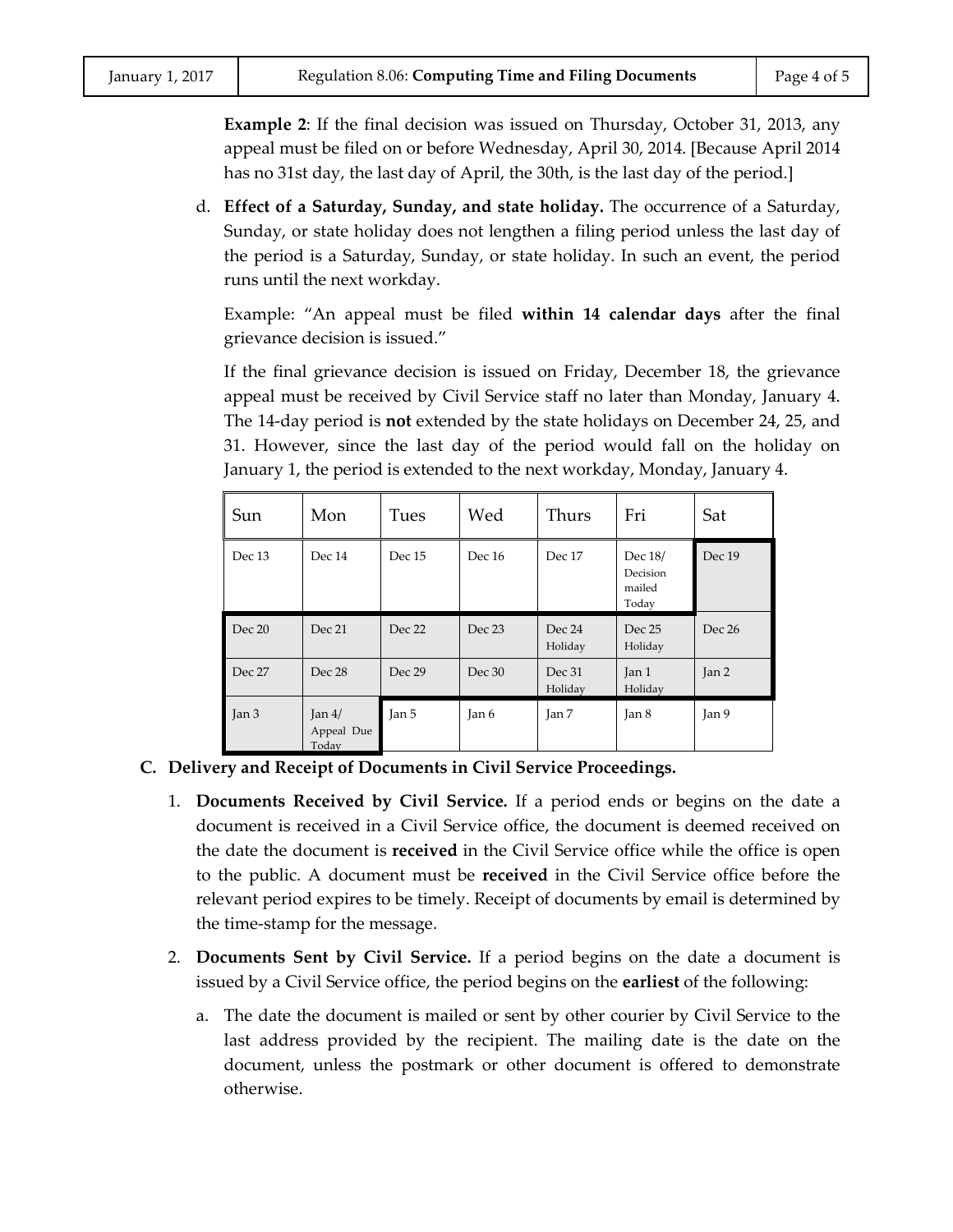**Example 2**: If the final decision was issued on Thursday, October 31, 2013, any appeal must be filed on or before Wednesday, April 30, 2014. [Because April 2014 has no 31st day, the last day of April, the 30th, is the last day of the period.]

d. **Effect of a Saturday, Sunday, and state holiday.** The occurrence of a Saturday, Sunday, or state holiday does not lengthen a filing period unless the last day of the period is a Saturday, Sunday, or state holiday. In such an event, the period runs until the next workday.

Example: "An appeal must be filed **within 14 calendar days** after the final grievance decision is issued."

If the final grievance decision is issued on Friday, December 18, the grievance appeal must be received by Civil Service staff no later than Monday, January 4. The 14-day period is **not** extended by the state holidays on December 24, 25, and 31. However, since the last day of the period would fall on the holiday on January 1, the period is extended to the next workday, Monday, January 4.

| Sun | Mon | Tues | Wed | Thurs | Fri | Sat |
|---|---|---|---|---|---|---|
| Dec 13 | Dec 14 | Dec 15 | Dec 16 | Dec 17 | Dec 18/ Decision mailed Today | Dec 19 |
| Dec 20 | Dec 21 | Dec 22 | Dec 23 | Dec 24 Holiday | Dec 25 Holiday | Dec 26 |
| Dec 27 | Dec 28 | Dec 29 | Dec 30 | Dec 31 Holiday | Jan 1 Holiday | Jan 2 |
| Jan 3 | Jan 4/ Appeal Due Today | Jan 5 | Jan 6 | Jan 7 | Jan 8 | Jan 9 |

**C. Delivery and Receipt of Documents in Civil Service Proceedings.**

1. **Documents Received by Civil Service.** If a period ends or begins on the date a document is received in a Civil Service office, the document is deemed received on the date the document is **received** in the Civil Service office while the office is open to the public. A document must be **received** in the Civil Service office before the relevant period expires to be timely. Receipt of documents by email is determined by the time-stamp for the message.

2. **Documents Sent by Civil Service.** If a period begins on the date a document is issued by a Civil Service office, the period begins on the **earliest** of the following:

   a. The date the document is mailed or sent by other courier by Civil Service to the last address provided by the recipient. The mailing date is the date on the document, unless the postmark or other document is offered to demonstrate otherwise.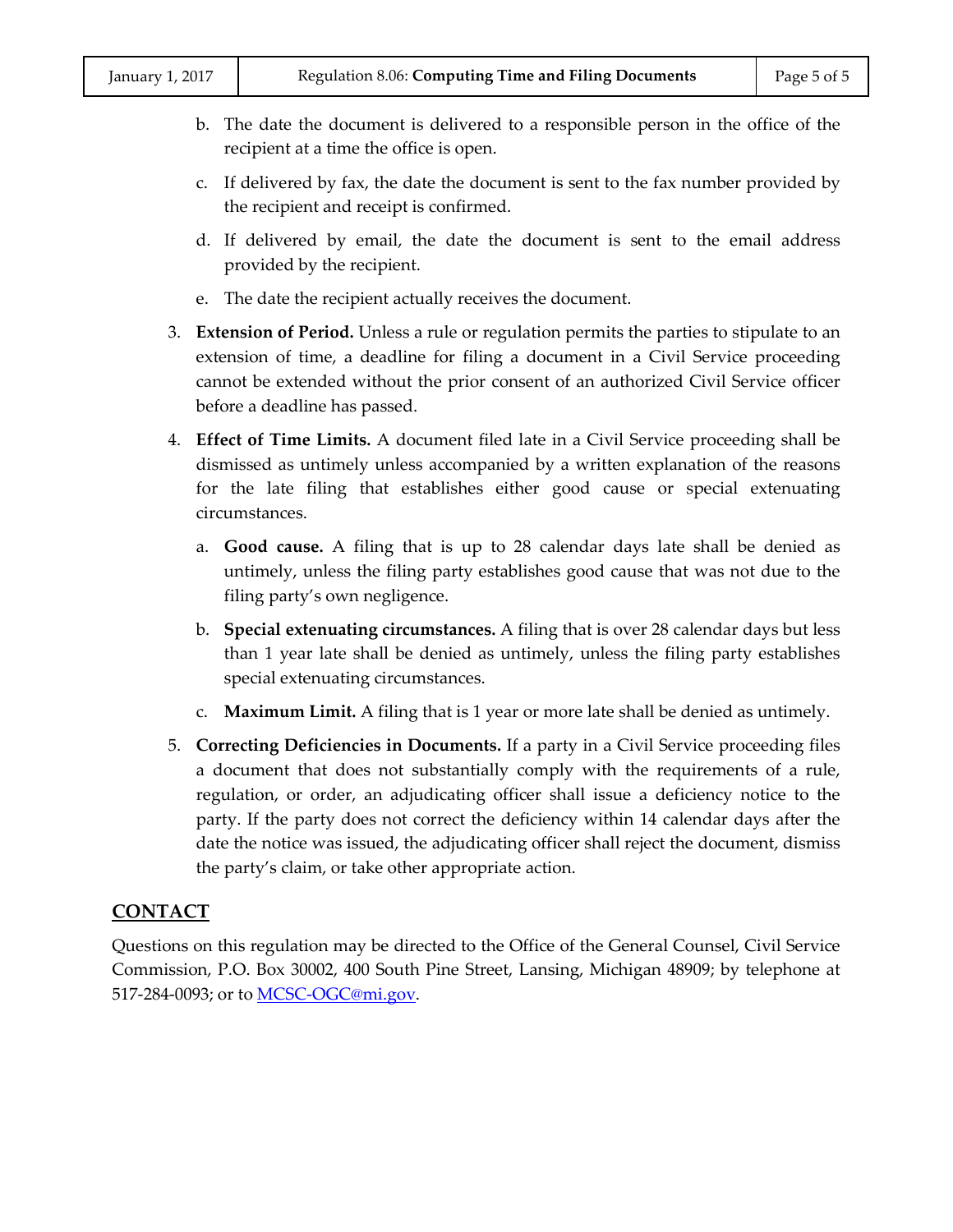b. The date the document is delivered to a responsible person in the office of the recipient at a time the office is open.

c. If delivered by fax, the date the document is sent to the fax number provided by the recipient and receipt is confirmed.

d. If delivered by email, the date the document is sent to the email address provided by the recipient.

e. The date the recipient actually receives the document.

3. **Extension of Period.** Unless a rule or regulation permits the parties to stipulate to an extension of time, a deadline for filing a document in a Civil Service proceeding cannot be extended without the prior consent of an authorized Civil Service officer before a deadline has passed.

4. **Effect of Time Limits.** A document filed late in a Civil Service proceeding shall be dismissed as untimely unless accompanied by a written explanation of the reasons for the late filing that establishes either good cause or special extenuating circumstances.

   a. **Good cause.** A filing that is up to 28 calendar days late shall be denied as untimely, unless the filing party establishes good cause that was not due to the filing party's own negligence.

   b. **Special extenuating circumstances.** A filing that is over 28 calendar days but less than 1 year late shall be denied as untimely, unless the filing party establishes special extenuating circumstances.

   c. **Maximum Limit.** A filing that is 1 year or more late shall be denied as untimely.

5. **Correcting Deficiencies in Documents.** If a party in a Civil Service proceeding files a document that does not substantially comply with the requirements of a rule, regulation, or order, an adjudicating officer shall issue a deficiency notice to the party. If the party does not correct the deficiency within 14 calendar days after the date the notice was issued, the adjudicating officer shall reject the document, dismiss the party's claim, or take other appropriate action.

## CONTACT

Questions on this regulation may be directed to the Office of the General Counsel, Civil Service Commission, P.O. Box 30002, 400 South Pine Street, Lansing, Michigan 48909; by telephone at 517-284-0093; or to [MCSC-OGC@mi.gov](mailto:MCSC-OGC@mi.gov).